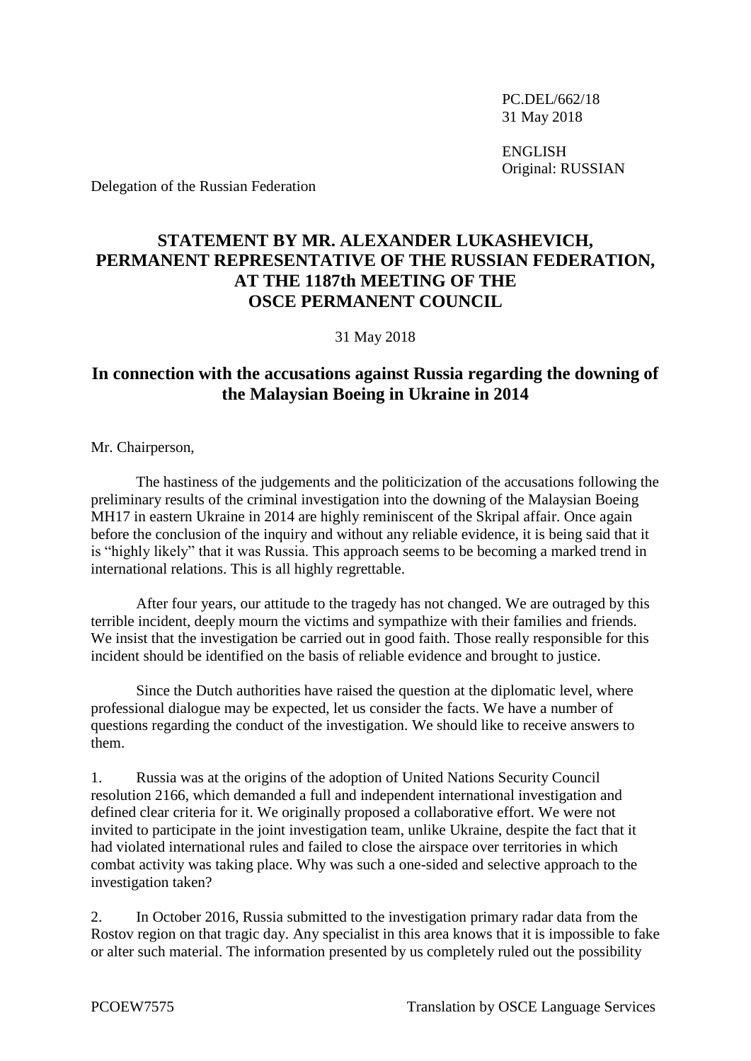PC.DEL/662/18
31 May 2018

ENGLISH
Original: RUSSIAN

Delegation of the Russian Federation

# STATEMENT BY MR. ALEXANDER LUKASHEVICH, PERMANENT REPRESENTATIVE OF THE RUSSIAN FEDERATION, AT THE 1187th MEETING OF THE OSCE PERMANENT COUNCIL

31 May 2018

## In connection with the accusations against Russia regarding the downing of the Malaysian Boeing in Ukraine in 2014

Mr. Chairperson,

The hastiness of the judgements and the politicization of the accusations following the preliminary results of the criminal investigation into the downing of the Malaysian Boeing MH17 in eastern Ukraine in 2014 are highly reminiscent of the Skripal affair. Once again before the conclusion of the inquiry and without any reliable evidence, it is being said that it is "highly likely" that it was Russia. This approach seems to be becoming a marked trend in international relations. This is all highly regrettable.

After four years, our attitude to the tragedy has not changed. We are outraged by this terrible incident, deeply mourn the victims and sympathize with their families and friends. We insist that the investigation be carried out in good faith. Those really responsible for this incident should be identified on the basis of reliable evidence and brought to justice.

Since the Dutch authorities have raised the question at the diplomatic level, where professional dialogue may be expected, let us consider the facts. We have a number of questions regarding the conduct of the investigation. We should like to receive answers to them.

1. Russia was at the origins of the adoption of United Nations Security Council resolution 2166, which demanded a full and independent international investigation and defined clear criteria for it. We originally proposed a collaborative effort. We were not invited to participate in the joint investigation team, unlike Ukraine, despite the fact that it had violated international rules and failed to close the airspace over territories in which combat activity was taking place. Why was such a one-sided and selective approach to the investigation taken?

2. In October 2016, Russia submitted to the investigation primary radar data from the Rostov region on that tragic day. Any specialist in this area knows that it is impossible to fake or alter such material. The information presented by us completely ruled out the possibility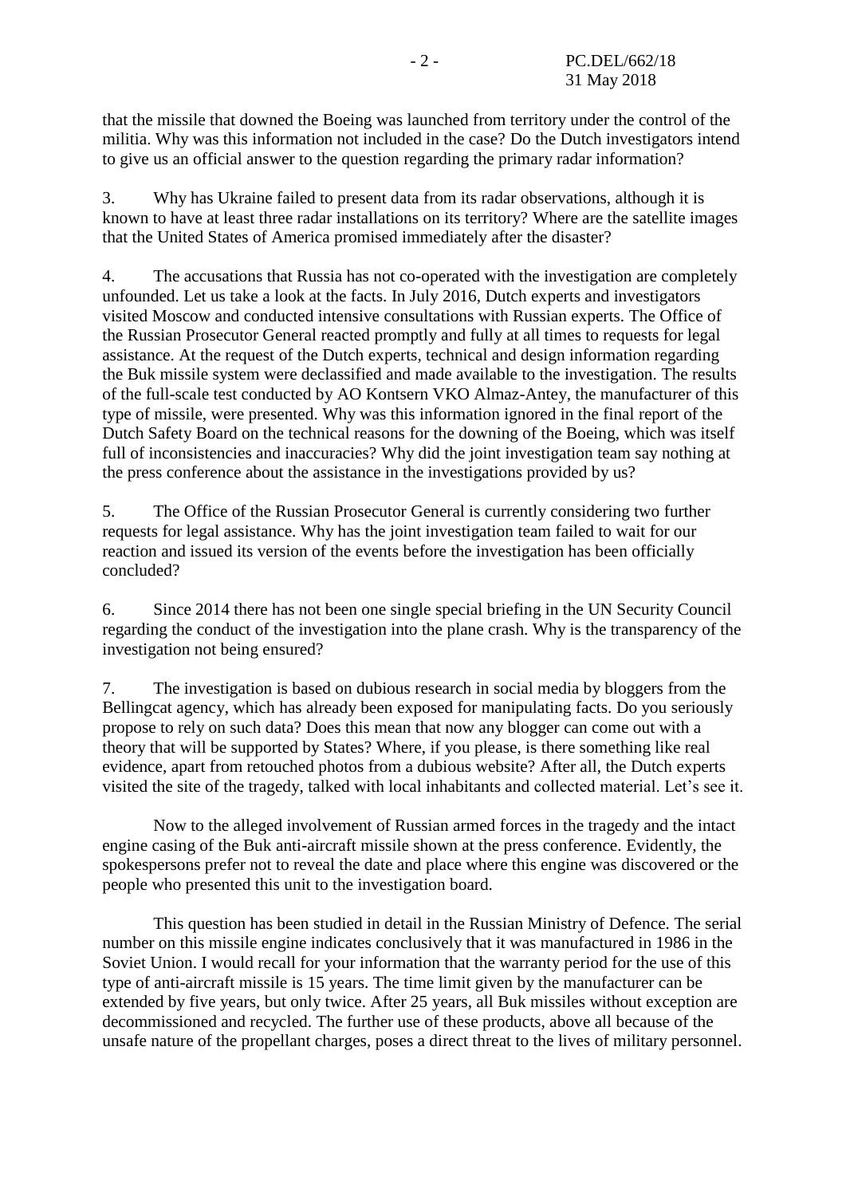that the missile that downed the Boeing was launched from territory under the control of the militia. Why was this information not included in the case? Do the Dutch investigators intend to give us an official answer to the question regarding the primary radar information?

3. Why has Ukraine failed to present data from its radar observations, although it is known to have at least three radar installations on its territory? Where are the satellite images that the United States of America promised immediately after the disaster?

4. The accusations that Russia has not co-operated with the investigation are completely unfounded. Let us take a look at the facts. In July 2016, Dutch experts and investigators visited Moscow and conducted intensive consultations with Russian experts. The Office of the Russian Prosecutor General reacted promptly and fully at all times to requests for legal assistance. At the request of the Dutch experts, technical and design information regarding the Buk missile system were declassified and made available to the investigation. The results of the full-scale test conducted by AO Kontsern VKO Almaz-Antey, the manufacturer of this type of missile, were presented. Why was this information ignored in the final report of the Dutch Safety Board on the technical reasons for the downing of the Boeing, which was itself full of inconsistencies and inaccuracies? Why did the joint investigation team say nothing at the press conference about the assistance in the investigations provided by us?

5. The Office of the Russian Prosecutor General is currently considering two further requests for legal assistance. Why has the joint investigation team failed to wait for our reaction and issued its version of the events before the investigation has been officially concluded?

6. Since 2014 there has not been one single special briefing in the UN Security Council regarding the conduct of the investigation into the plane crash. Why is the transparency of the investigation not being ensured?

7. The investigation is based on dubious research in social media by bloggers from the Bellingcat agency, which has already been exposed for manipulating facts. Do you seriously propose to rely on such data? Does this mean that now any blogger can come out with a theory that will be supported by States? Where, if you please, is there something like real evidence, apart from retouched photos from a dubious website? After all, the Dutch experts visited the site of the tragedy, talked with local inhabitants and collected material. Let's see it.

Now to the alleged involvement of Russian armed forces in the tragedy and the intact engine casing of the Buk anti-aircraft missile shown at the press conference. Evidently, the spokespersons prefer not to reveal the date and place where this engine was discovered or the people who presented this unit to the investigation board.

This question has been studied in detail in the Russian Ministry of Defence. The serial number on this missile engine indicates conclusively that it was manufactured in 1986 in the Soviet Union. I would recall for your information that the warranty period for the use of this type of anti-aircraft missile is 15 years. The time limit given by the manufacturer can be extended by five years, but only twice. After 25 years, all Buk missiles without exception are decommissioned and recycled. The further use of these products, above all because of the unsafe nature of the propellant charges, poses a direct threat to the lives of military personnel.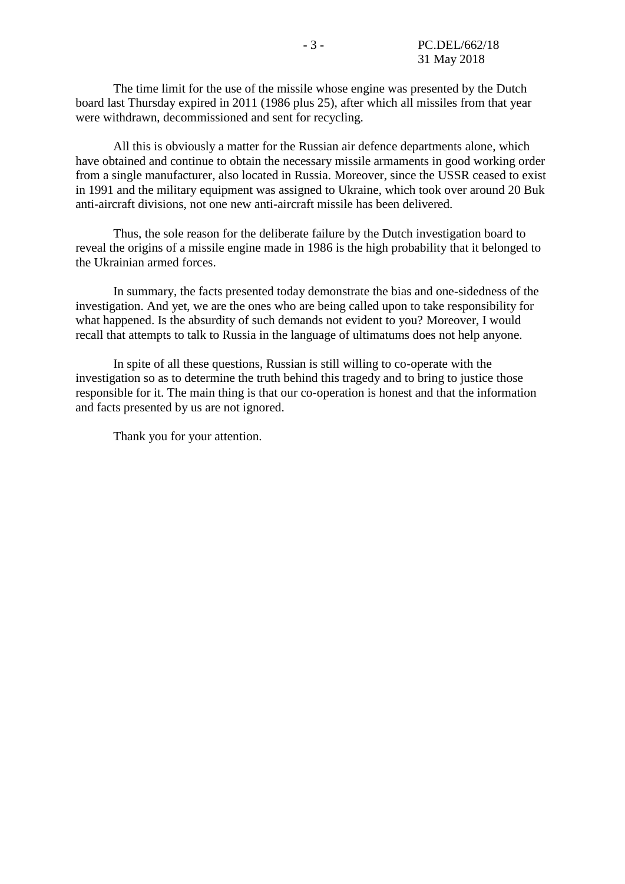The time limit for the use of the missile whose engine was presented by the Dutch board last Thursday expired in 2011 (1986 plus 25), after which all missiles from that year were withdrawn, decommissioned and sent for recycling.

All this is obviously a matter for the Russian air defence departments alone, which have obtained and continue to obtain the necessary missile armaments in good working order from a single manufacturer, also located in Russia. Moreover, since the USSR ceased to exist in 1991 and the military equipment was assigned to Ukraine, which took over around 20 Buk anti-aircraft divisions, not one new anti-aircraft missile has been delivered.

Thus, the sole reason for the deliberate failure by the Dutch investigation board to reveal the origins of a missile engine made in 1986 is the high probability that it belonged to the Ukrainian armed forces.

In summary, the facts presented today demonstrate the bias and one-sidedness of the investigation. And yet, we are the ones who are being called upon to take responsibility for what happened. Is the absurdity of such demands not evident to you? Moreover, I would recall that attempts to talk to Russia in the language of ultimatums does not help anyone.

In spite of all these questions, Russian is still willing to co-operate with the investigation so as to determine the truth behind this tragedy and to bring to justice those responsible for it. The main thing is that our co-operation is honest and that the information and facts presented by us are not ignored.

Thank you for your attention.